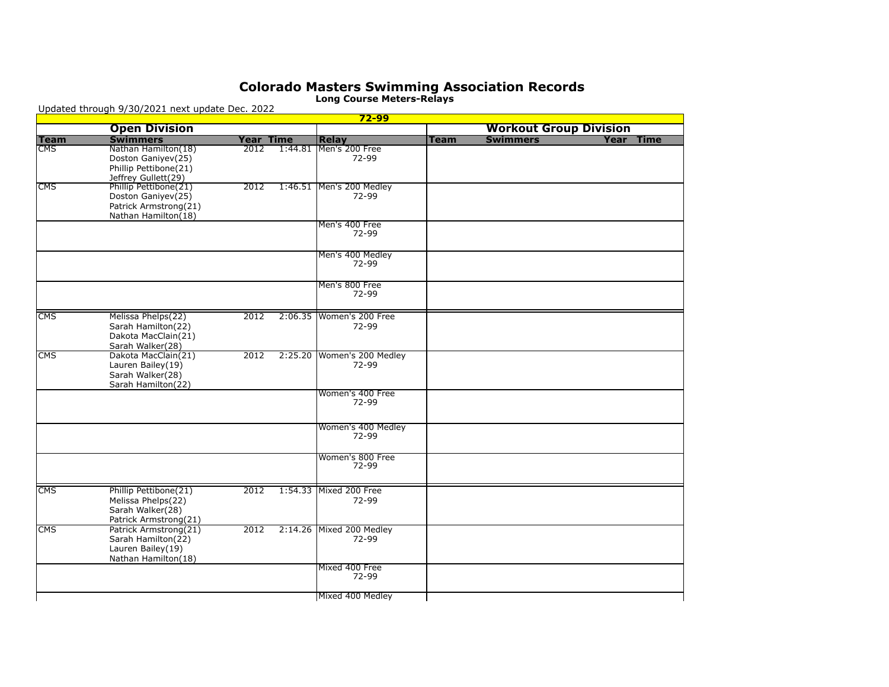# Colorado Masters Swimming Association Records

**Long Course Meters-Relays**

Updated through 9/30/2021 next update Dec. 2022

**72-99**

| Open Division | | | | | Workout Group Division | | | |
|---|---|---|---|---|---|---|---|---|
| **Team** | **Swimmers** | **Year** | **Time** | **Relay** | **Team** | **Swimmers** | **Year** | **Time** |
| CMS | Nathan Hamilton(18)<br>Doston Ganiyev(25)<br>Phillip Pettibone(21)<br>Jeffrey Gullett(29) | 2012 | 1:44.81 | Men's 200 Free<br>72-99 | | | | |
| CMS | Phillip Pettibone(21)<br>Doston Ganiyev(25)<br>Patrick Armstrong(21)<br>Nathan Hamilton(18) | 2012 | 1:46.51 | Men's 200 Medley<br>72-99 | | | | |
| | | | | Men's 400 Free<br>72-99 | | | | |
| | | | | Men's 400 Medley<br>72-99 | | | | |
| | | | | Men's 800 Free<br>72-99 | | | | |
| CMS | Melissa Phelps(22)<br>Sarah Hamilton(22)<br>Dakota MacClain(21)<br>Sarah Walker(28) | 2012 | 2:06.35 | Women's 200 Free<br>72-99 | | | | |
| CMS | Dakota MacClain(21)<br>Lauren Bailey(19)<br>Sarah Walker(28)<br>Sarah Hamilton(22) | 2012 | 2:25.20 | Women's 200 Medley<br>72-99 | | | | |
| | | | | Women's 400 Free<br>72-99 | | | | |
| | | | | Women's 400 Medley<br>72-99 | | | | |
| | | | | Women's 800 Free<br>72-99 | | | | |
| CMS | Phillip Pettibone(21)<br>Melissa Phelps(22)<br>Sarah Walker(28)<br>Patrick Armstrong(21) | 2012 | 1:54.33 | Mixed 200 Free<br>72-99 | | | | |
| CMS | Patrick Armstrong(21)<br>Sarah Hamilton(22)<br>Lauren Bailey(19)<br>Nathan Hamilton(18) | 2012 | 2:14.26 | Mixed 200 Medley<br>72-99 | | | | |
| | | | | Mixed 400 Free<br>72-99 | | | | |
| | | | | Mixed 400 Medley | | | | |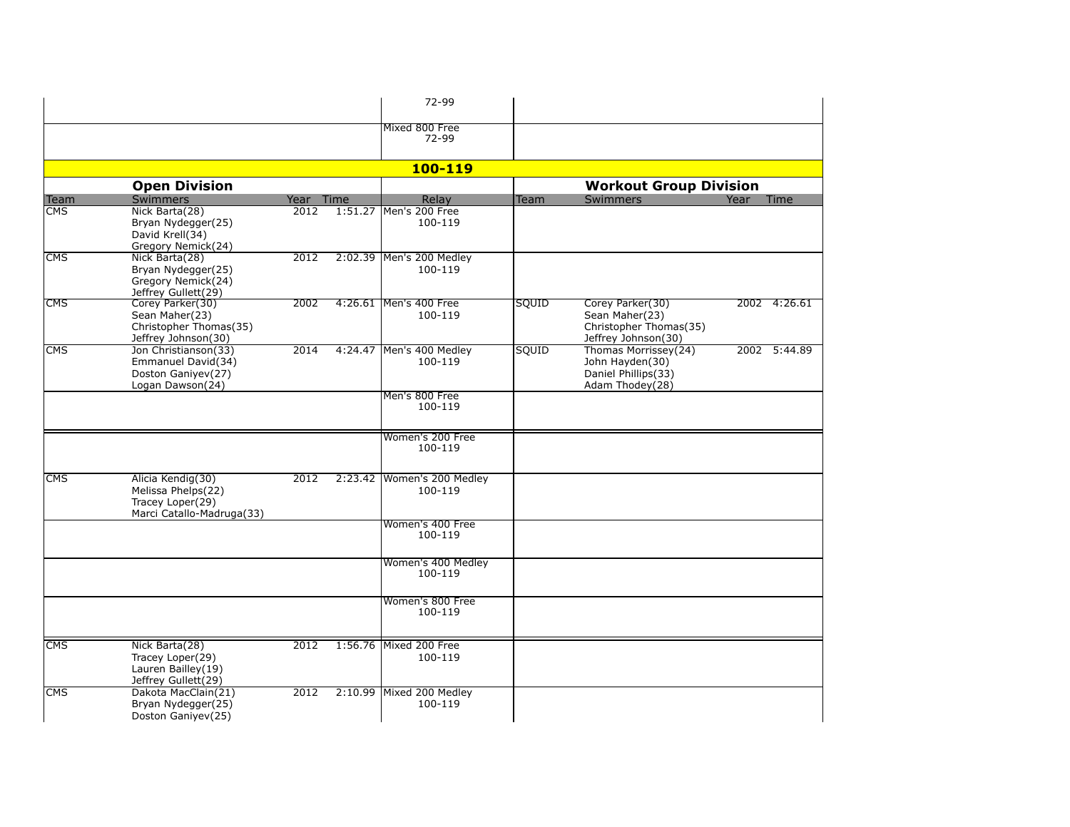| | | | | | | | | |
|---|---|---|---|---|---|---|---|---|
| | | | | 72-99 | | | | |
| | | | | Mixed 800 Free 72-99 | | | | |

## 100-119

| Open Division | | | | | Workout Group Division | | | |
|---|---|---|---|---|---|---|---|---|
| Team | Swimmers | Year | Time | Relay | Team | Swimmers | Year | Time |
| CMS | Nick Barta(28)<br>Bryan Nydegger(25)<br>David Krell(34)<br>Gregory Nemick(24) | 2012 | 1:51.27 | Men's 200 Free<br>100-119 | | | | |
| CMS | Nick Barta(28)<br>Bryan Nydegger(25)<br>Gregory Nemick(24)<br>Jeffrey Gullett(29) | 2012 | 2:02.39 | Men's 200 Medley<br>100-119 | | | | |
| CMS | Corey Parker(30)<br>Sean Maher(23)<br>Christopher Thomas(35)<br>Jeffrey Johnson(30) | 2002 | 4:26.61 | Men's 400 Free<br>100-119 | SQUID | Corey Parker(30)<br>Sean Maher(23)<br>Christopher Thomas(35)<br>Jeffrey Johnson(30) | 2002 | 4:26.61 |
| CMS | Jon Christianson(33)<br>Emmanuel David(34)<br>Doston Ganiyev(27)<br>Logan Dawson(24) | 2014 | 4:24.47 | Men's 400 Medley<br>100-119 | SQUID | Thomas Morrissey(24)<br>John Hayden(30)<br>Daniel Phillips(33)<br>Adam Thodey(28) | 2002 | 5:44.89 |
| | | | | Men's 800 Free<br>100-119 | | | | |
| | | | | Women's 200 Free<br>100-119 | | | | |
| CMS | Alicia Kendig(30)<br>Melissa Phelps(22)<br>Tracey Loper(29)<br>Marci Catallo-Madruga(33) | 2012 | 2:23.42 | Women's 200 Medley<br>100-119 | | | | |
| | | | | Women's 400 Free<br>100-119 | | | | |
| | | | | Women's 400 Medley<br>100-119 | | | | |
| | | | | Women's 800 Free<br>100-119 | | | | |
| CMS | Nick Barta(28)<br>Tracey Loper(29)<br>Lauren Bailley(19)<br>Jeffrey Gullett(29) | 2012 | 1:56.76 | Mixed 200 Free<br>100-119 | | | | |
| CMS | Dakota MacClain(21)<br>Bryan Nydegger(25)<br>Doston Ganiyev(25) | 2012 | 2:10.99 | Mixed 200 Medley<br>100-119 | | | | |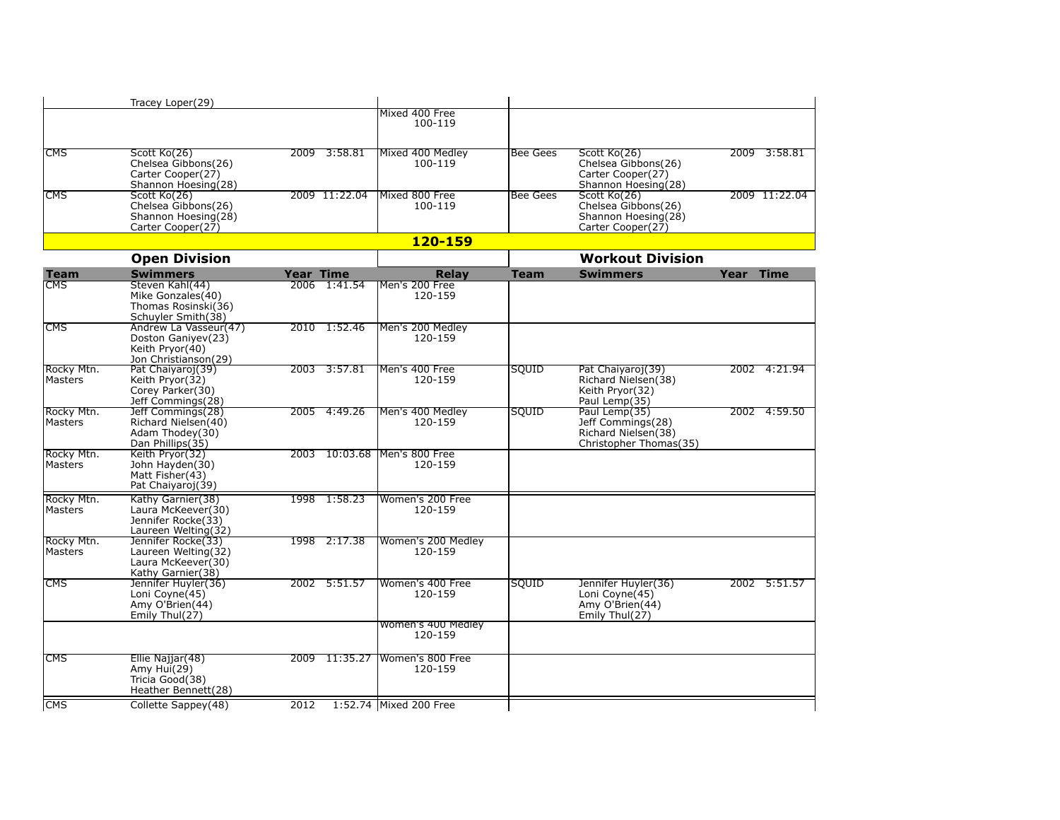| Team | Swimmers | Year | Time | Relay | Team | Swimmers | Year | Time |
|---|---|---|---|---|---|---|---|---|
| | Tracey Loper(29) | | | | | | | |
| | | | | Mixed 400 Free 100-119 | | | | |
| CMS | Scott Ko(26) Chelsea Gibbons(26) Carter Cooper(27) Shannon Hoesing(28) | 2009 | 3:58.81 | Mixed 400 Medley 100-119 | Bee Gees | Scott Ko(26) Chelsea Gibbons(26) Carter Cooper(27) Shannon Hoesing(28) | 2009 | 3:58.81 |
| CMS | Scott Ko(26) Chelsea Gibbons(26) Shannon Hoesing(28) Carter Cooper(27) | 2009 | 11:22.04 | Mixed 800 Free 100-119 | Bee Gees | Scott Ko(26) Chelsea Gibbons(26) Shannon Hoesing(28) Carter Cooper(27) | 2009 | 11:22.04 |

## 120-159

| Open Division | | | | | Workout Division | | | |
|---|---|---|---|---|---|---|---|---|
| **Team** | **Swimmers** | **Year** | **Time** | **Relay** | **Team** | **Swimmers** | **Year** | **Time** |
| CMS | Steven Kahl(44) Mike Gonzales(40) Thomas Rosinski(36) Schuyler Smith(38) | 2006 | 1:41.54 | Men's 200 Free 120-159 | | | | |
| CMS | Andrew La Vasseur(47) Doston Ganiyev(23) Keith Pryor(40) Jon Christianson(29) | 2010 | 1:52.46 | Men's 200 Medley 120-159 | | | | |
| Rocky Mtn. Masters | Pat Chaiyaroj(39) Keith Pryor(32) Corey Parker(30) Jeff Commings(28) | 2003 | 3:57.81 | Men's 400 Free 120-159 | SQUID | Pat Chaiyaroj(39) Richard Nielsen(38) Keith Pryor(32) Paul Lemp(35) | 2002 | 4:21.94 |
| Rocky Mtn. Masters | Jeff Commings(28) Richard Nielsen(40) Adam Thodey(30) Dan Phillips(35) | 2005 | 4:49.26 | Men's 400 Medley 120-159 | SQUID | Paul Lemp(35) Jeff Commings(28) Richard Nielsen(38) Christopher Thomas(35) | 2002 | 4:59.50 |
| Rocky Mtn. Masters | Keith Pryor(32) John Hayden(30) Matt Fisher(43) Pat Chaiyaroj(39) | 2003 | 10:03.68 | Men's 800 Free 120-159 | | | | |
| Rocky Mtn. Masters | Kathy Garnier(38) Laura McKeever(30) Jennifer Rocke(33) Laureen Welting(32) | 1998 | 1:58.23 | Women's 200 Free 120-159 | | | | |
| Rocky Mtn. Masters | Jennifer Rocke(33) Laureen Welting(32) Laura McKeever(30) Kathy Garnier(38) | 1998 | 2:17.38 | Women's 200 Medley 120-159 | | | | |
| CMS | Jennifer Huyler(36) Loni Coyne(45) Amy O'Brien(44) Emily Thul(27) | 2002 | 5:51.57 | Women's 400 Free 120-159 | SQUID | Jennifer Huyler(36) Loni Coyne(45) Amy O'Brien(44) Emily Thul(27) | 2002 | 5:51.57 |
| | | | | Women's 400 Medley 120-159 | | | | |
| CMS | Ellie Najjar(48) Amy Hui(29) Tricia Good(38) Heather Bennett(28) | 2009 | 11:35.27 | Women's 800 Free 120-159 | | | | |
| CMS | Collette Sappey(48) | 2012 | 1:52.74 | Mixed 200 Free | | | | |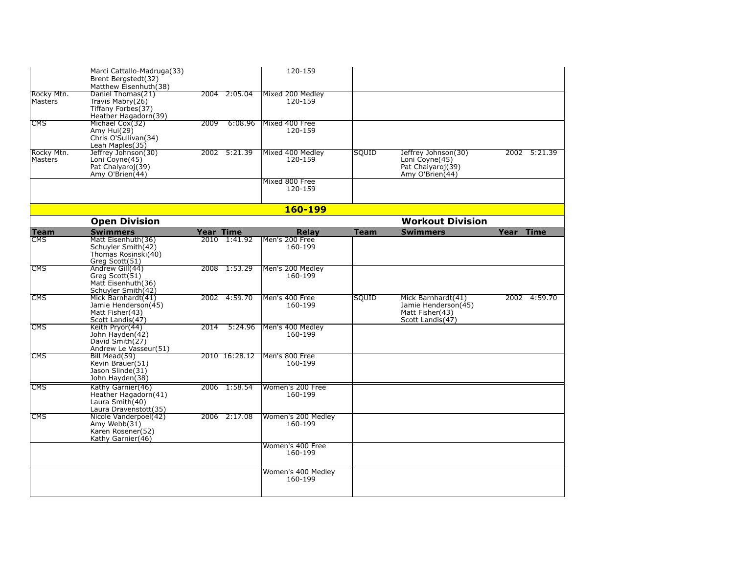| Team | Swimmers | Year | Time | Relay | Team | Swimmers | Year | Time |
|---|---|---|---|---|---|---|---|---|
| | Marci Cattallo-Madruga(33)<br>Brent Bergstedt(32)<br>Matthew Eisenhuth(38) | | | 120-159 | | | | |
| Rocky Mtn. Masters | Daniel Thomas(21)<br>Travis Mabry(26)<br>Tiffany Forbes(37)<br>Heather Hagadorn(39) | 2004 | 2:05.04 | Mixed 200 Medley 120-159 | | | | |
| CMS | Michael Cox(32)<br>Amy Hui(29)<br>Chris O'Sullivan(34)<br>Leah Maples(35) | 2009 | 6:08.96 | Mixed 400 Free 120-159 | | | | |
| Rocky Mtn. Masters | Jeffrey Johnson(30)<br>Loni Coyne(45)<br>Pat Chaiyaroj(39)<br>Amy O'Brien(44) | 2002 | 5:21.39 | Mixed 400 Medley 120-159 | SQUID | Jeffrey Johnson(30)<br>Loni Coyne(45)<br>Pat Chaiyaroj(39)<br>Amy O'Brien(44) | 2002 | 5:21.39 |
| | | | | Mixed 800 Free 120-159 | | | | |

## 160-199

**Open Division** | **Workout Division**

| Team | Swimmers | Year | Time | Relay | Team | Swimmers | Year | Time |
|---|---|---|---|---|---|---|---|---|
| CMS | Matt Eisenhuth(36)<br>Schuyler Smith(42)<br>Thomas Rosinski(40)<br>Greg Scott(51) | 2010 | 1:41.92 | Men's 200 Free 160-199 | | | | |
| CMS | Andrew Gill(44)<br>Greg Scott(51)<br>Matt Eisenhuth(36)<br>Schuyler Smith(42) | 2008 | 1:53.29 | Men's 200 Medley 160-199 | | | | |
| CMS | Mick Barnhardt(41)<br>Jamie Henderson(45)<br>Matt Fisher(43)<br>Scott Landis(47) | 2002 | 4:59.70 | Men's 400 Free 160-199 | SQUID | Mick Barnhardt(41)<br>Jamie Henderson(45)<br>Matt Fisher(43)<br>Scott Landis(47) | 2002 | 4:59.70 |
| CMS | Keith Pryor(44)<br>John Hayden(42)<br>David Smith(27)<br>Andrew Le Vasseur(51) | 2014 | 5:24.96 | Men's 400 Medley 160-199 | | | | |
| CMS | Bill Mead(59)<br>Kevin Brauer(51)<br>Jason Slinde(31)<br>John Hayden(38) | 2010 | 16:28.12 | Men's 800 Free 160-199 | | | | |
| CMS | Kathy Garnier(46)<br>Heather Hagadorn(41)<br>Laura Smith(40)<br>Laura Dravenstott(35) | 2006 | 1:58.54 | Women's 200 Free 160-199 | | | | |
| CMS | Nicole Vanderpoel(42)<br>Amy Webb(31)<br>Karen Rosener(52)<br>Kathy Garnier(46) | 2006 | 2:17.08 | Women's 200 Medley 160-199 | | | | |
| | | | | Women's 400 Free 160-199 | | | | |
| | | | | Women's 400 Medley 160-199 | | | | |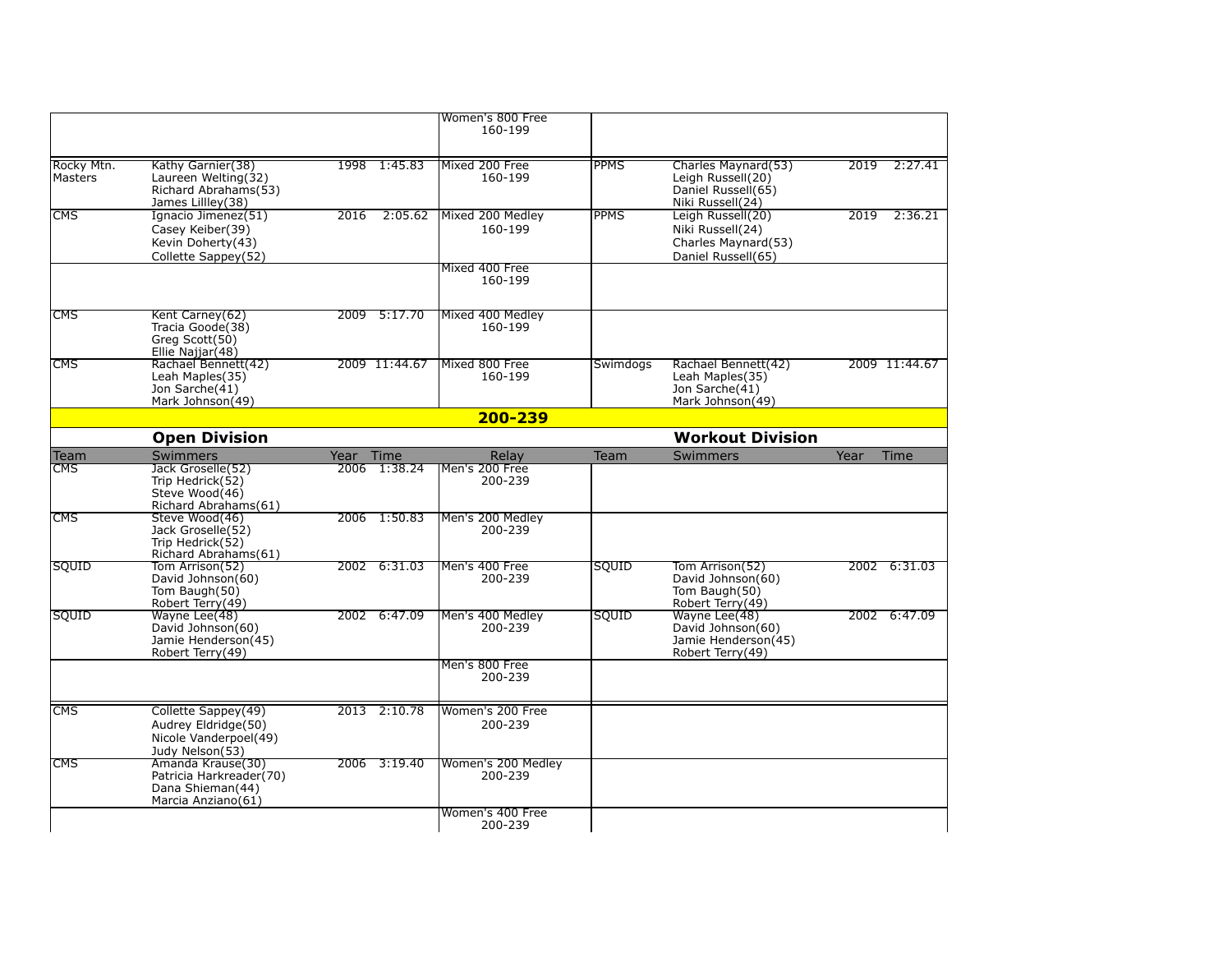| Team | Swimmers | Year | Time | Relay | Team | Swimmers | Year | Time |
|---|---|---|---|---|---|---|---|---|
| | | | | Women's 800 Free 160-199 | | | | |
| Rocky Mtn. Masters | Kathy Garnier(38) Laureen Welting(32) Richard Abrahams(53) James Lillley(38) | 1998 | 1:45.83 | Mixed 200 Free 160-199 | PPMS | Charles Maynard(53) Leigh Russell(20) Daniel Russell(65) Niki Russell(24) | 2019 | 2:27.41 |
| CMS | Ignacio Jimenez(51) Casey Keiber(39) Kevin Doherty(43) Collette Sappey(52) | 2016 | 2:05.62 | Mixed 200 Medley 160-199 | PPMS | Leigh Russell(20) Niki Russell(24) Charles Maynard(53) Daniel Russell(65) | 2019 | 2:36.21 |
| | | | | Mixed 400 Free 160-199 | | | | |
| CMS | Kent Carney(62) Tracia Goode(38) Greg Scott(50) Ellie Najjar(48) | 2009 | 5:17.70 | Mixed 400 Medley 160-199 | | | | |
| CMS | Rachael Bennett(42) Leah Maples(35) Jon Sarche(41) Mark Johnson(49) | 2009 | 11:44.67 | Mixed 800 Free 160-199 | Swimdogs | Rachael Bennett(42) Leah Maples(35) Jon Sarche(41) Mark Johnson(49) | 2009 | 11:44.67 |

## 200-239

| Open Division | | | | | Workout Division | | | |
|---|---|---|---|---|---|---|---|---|
| Team | Swimmers | Year | Time | Relay | Team | Swimmers | Year | Time |
| CMS | Jack Groselle(52) Trip Hedrick(52) Steve Wood(46) Richard Abrahams(61) | 2006 | 1:38.24 | Men's 200 Free 200-239 | | | | |
| CMS | Steve Wood(46) Jack Groselle(52) Trip Hedrick(52) Richard Abrahams(61) | 2006 | 1:50.83 | Men's 200 Medley 200-239 | | | | |
| SQUID | Tom Arrison(52) David Johnson(60) Tom Baugh(50) Robert Terry(49) | 2002 | 6:31.03 | Men's 400 Free 200-239 | SQUID | Tom Arrison(52) David Johnson(60) Tom Baugh(50) Robert Terry(49) | 2002 | 6:31.03 |
| SQUID | Wayne Lee(48) David Johnson(60) Jamie Henderson(45) Robert Terry(49) | 2002 | 6:47.09 | Men's 400 Medley 200-239 | SQUID | Wayne Lee(48) David Johnson(60) Jamie Henderson(45) Robert Terry(49) | 2002 | 6:47.09 |
| | | | | Men's 800 Free 200-239 | | | | |
| CMS | Collette Sappey(49) Audrey Eldridge(50) Nicole Vanderpoel(49) Judy Nelson(53) | 2013 | 2:10.78 | Women's 200 Free 200-239 | | | | |
| CMS | Amanda Krause(30) Patricia Harkreader(70) Dana Shieman(44) Marcia Anziano(61) | 2006 | 3:19.40 | Women's 200 Medley 200-239 | | | | |
| | | | | Women's 400 Free 200-239 | | | | |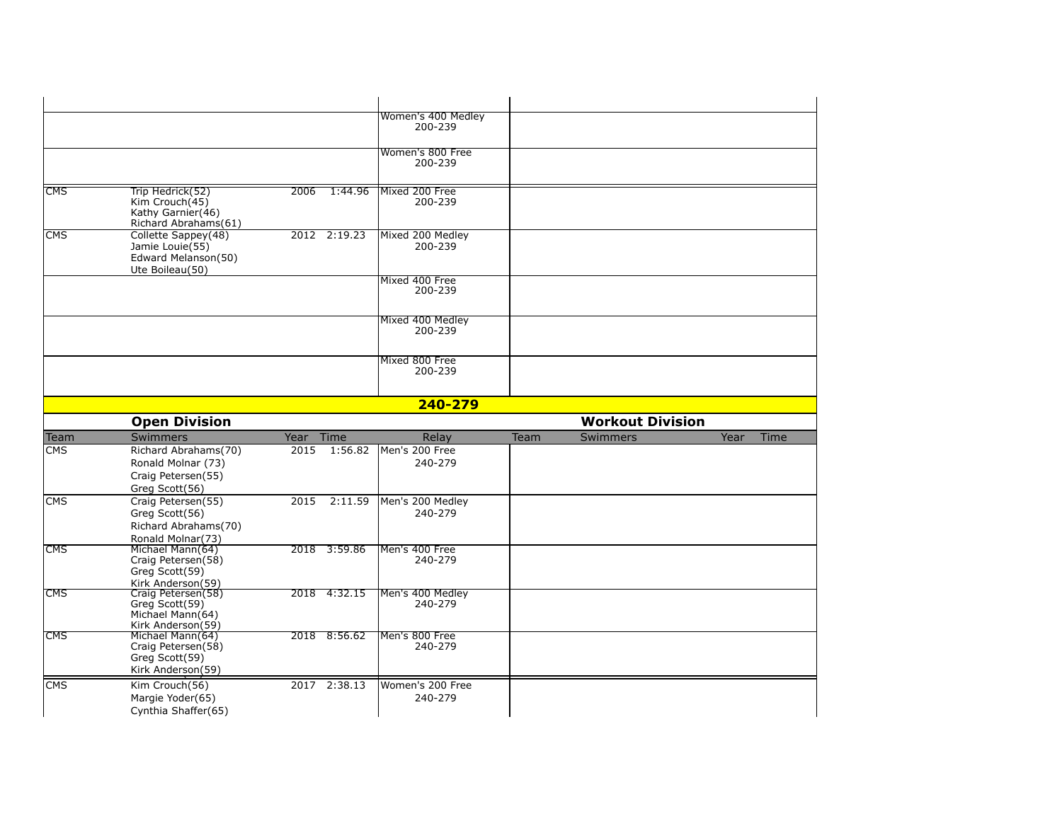| Team | Swimmers | Year | Time | Relay | Team | Swimmers | Year | Time |
|---|---|---|---|---|---|---|---|---|
| | | | | | | | | |
| | | | | Women's 400 Medley 200-239 | | | | |
| | | | | Women's 800 Free 200-239 | | | | |
| CMS | Trip Hedrick(52) Kim Crouch(45) Kathy Garnier(46) Richard Abrahams(61) | 2006 | 1:44.96 | Mixed 200 Free 200-239 | | | | |
| CMS | Collette Sappey(48) Jamie Louie(55) Edward Melanson(50) Ute Boileau(50) | 2012 | 2:19.23 | Mixed 200 Medley 200-239 | | | | |
| | | | | Mixed 400 Free 200-239 | | | | |
| | | | | Mixed 400 Medley 200-239 | | | | |
| | | | | Mixed 800 Free 200-239 | | | | |

## 240-279

| Open Division | | | | | Workout Division | | | |
|---|---|---|---|---|---|---|---|---|
| Team | Swimmers | Year | Time | Relay | Team | Swimmers | Year | Time |
| CMS | Richard Abrahams(70) Ronald Molnar (73) Craig Petersen(55) Greg Scott(56) | 2015 | 1:56.82 | Men's 200 Free 240-279 | | | | |
| CMS | Craig Petersen(55) Greg Scott(56) Richard Abrahams(70) Ronald Molnar(73) | 2015 | 2:11.59 | Men's 200 Medley 240-279 | | | | |
| CMS | Michael Mann(64) Craig Petersen(58) Greg Scott(59) Kirk Anderson(59) | 2018 | 3:59.86 | Men's 400 Free 240-279 | | | | |
| CMS | Craig Petersen(58) Greg Scott(59) Michael Mann(64) Kirk Anderson(59) | 2018 | 4:32.15 | Men's 400 Medley 240-279 | | | | |
| CMS | Michael Mann(64) Craig Petersen(58) Greg Scott(59) Kirk Anderson(59) | 2018 | 8:56.62 | Men's 800 Free 240-279 | | | | |
| CMS | Kim Crouch(56) Margie Yoder(65) Cynthia Shaffer(65) | 2017 | 2:38.13 | Women's 200 Free 240-279 | | | | |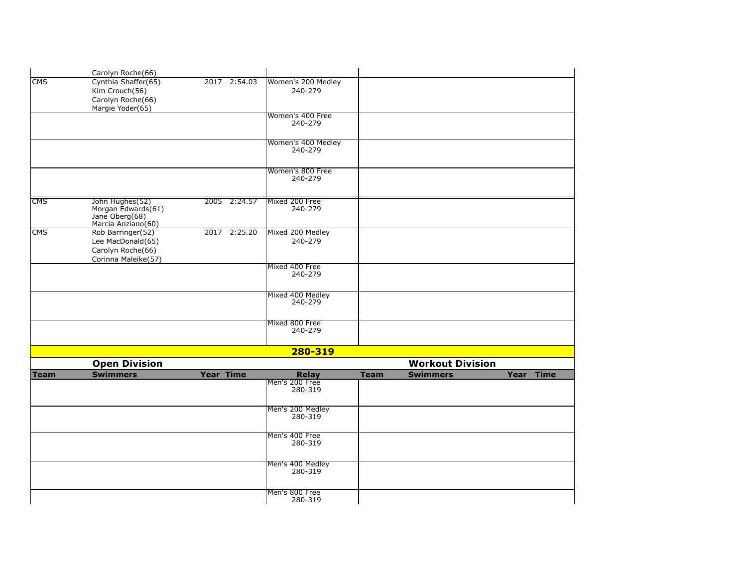| Team | Swimmers | Year | Time | Relay | Team | Swimmers | Year | Time |
|---|---|---|---|---|---|---|---|---|
| | Carolyn Roche(66) | | | | | | | |
| CMS | Cynthia Shaffer(65)<br>Kim Crouch(56)<br>Carolyn Roche(66)<br>Margie Yoder(65) | 2017 | 2:54.03 | Women's 200 Medley<br>240-279 | | | | |
| | | | | Women's 400 Free<br>240-279 | | | | |
| | | | | Women's 400 Medley<br>240-279 | | | | |
| | | | | Women's 800 Free<br>240-279 | | | | |
| CMS | John Hughes(52)<br>Morgan Edwards(61)<br>Jane Oberg(68)<br>Marcia Anziano(60) | 2005 | 2:24.57 | Mixed 200 Free<br>240-279 | | | | |
| CMS | Rob Barringer(52)<br>Lee MacDonald(65)<br>Carolyn Roche(66)<br>Corinna Maleike(57) | 2017 | 2:25.20 | Mixed 200 Medley<br>240-279 | | | | |
| | | | | Mixed 400 Free<br>240-279 | | | | |
| | | | | Mixed 400 Medley<br>240-279 | | | | |
| | | | | Mixed 800 Free<br>240-279 | | | | |

## 280-319

| Open Division | | | | | Workout Division | | | |
|---|---|---|---|---|---|---|---|---|
| **Team** | **Swimmers** | **Year** | **Time** | **Relay** | **Team** | **Swimmers** | **Year** | **Time** |
| | | | | Men's 200 Free<br>280-319 | | | | |
| | | | | Men's 200 Medley<br>280-319 | | | | |
| | | | | Men's 400 Free<br>280-319 | | | | |
| | | | | Men's 400 Medley<br>280-319 | | | | |
| | | | | Men's 800 Free<br>280-319 | | | | |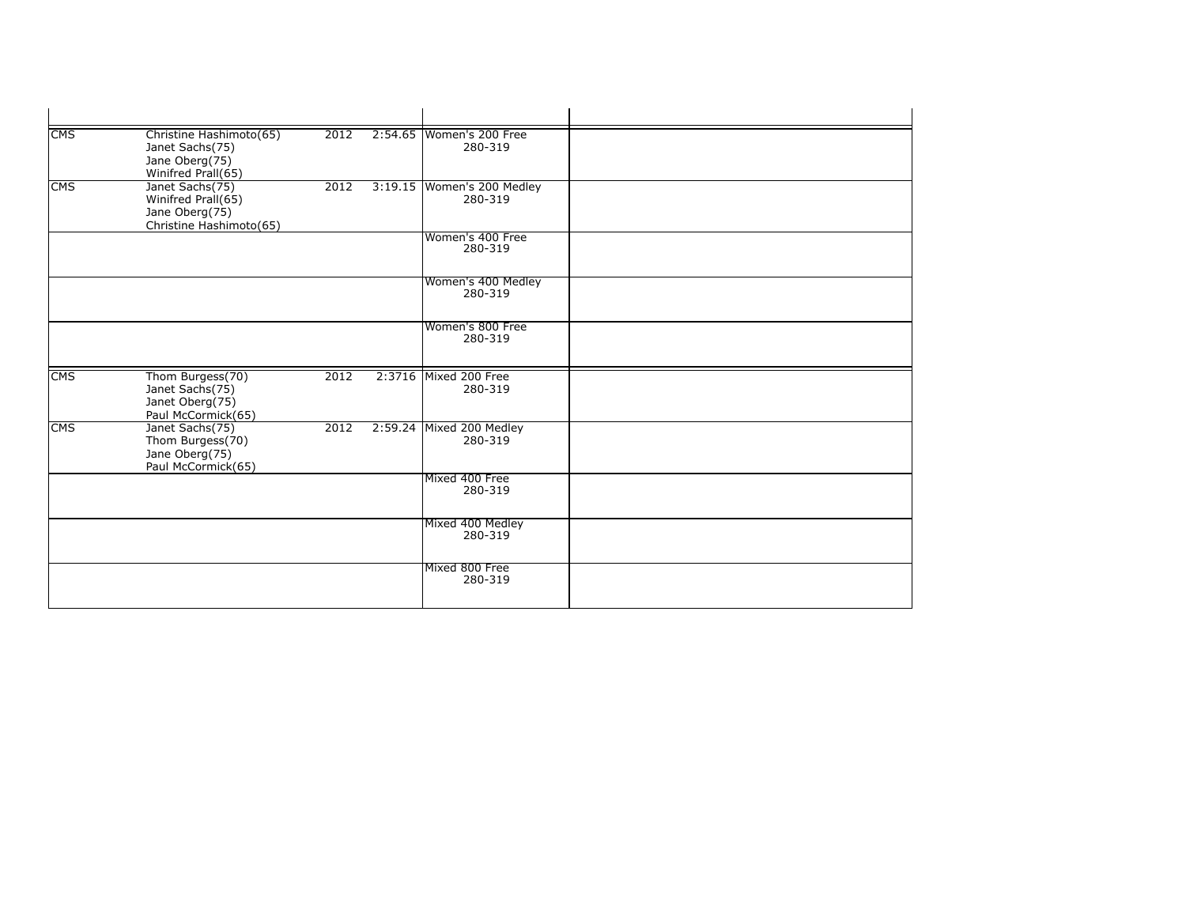| | | | | | |
|---|---|---|---|---|---|
| CMS | Christine Hashimoto(65)<br>Janet Sachs(75)<br>Jane Oberg(75)<br>Winifred Prall(65) | 2012 | 2:54.65 | Women's 200 Free<br>280-319 | |
| CMS | Janet Sachs(75)<br>Winifred Prall(65)<br>Jane Oberg(75)<br>Christine Hashimoto(65) | 2012 | 3:19.15 | Women's 200 Medley<br>280-319 | |
| | | | | Women's 400 Free<br>280-319 | |
| | | | | Women's 400 Medley<br>280-319 | |
| | | | | Women's 800 Free<br>280-319 | |
| CMS | Thom Burgess(70)<br>Janet Sachs(75)<br>Janet Oberg(75)<br>Paul McCormick(65) | 2012 | 2:3716 | Mixed 200 Free<br>280-319 | |
| CMS | Janet Sachs(75)<br>Thom Burgess(70)<br>Jane Oberg(75)<br>Paul McCormick(65) | 2012 | 2:59.24 | Mixed 200 Medley<br>280-319 | |
| | | | | Mixed 400 Free<br>280-319 | |
| | | | | Mixed 400 Medley<br>280-319 | |
| | | | | Mixed 800 Free<br>280-319 | |